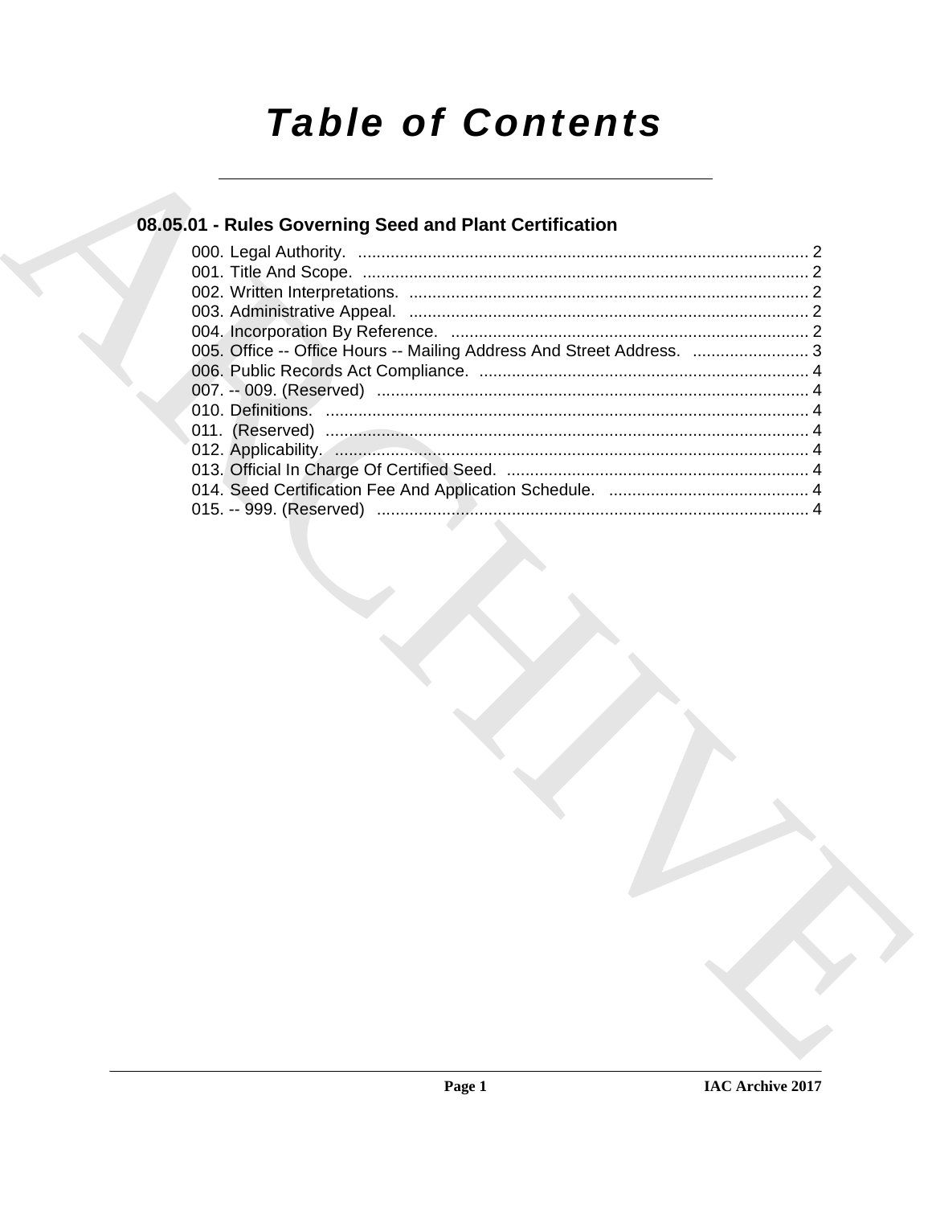# Table of Contents

## 08.05.01 - Rules Governing Seed and Plant Certification

000. Legal Authority. ... 2
001. Title And Scope. ... 2
002. Written Interpretations. ... 2
003. Administrative Appeal. ... 2
004. Incorporation By Reference. ... 2
005. Office -- Office Hours -- Mailing Address And Street Address. ... 3
006. Public Records Act Compliance. ... 4
007. -- 009. (Reserved) ... 4
010. Definitions. ... 4
011. (Reserved) ... 4
012. Applicability. ... 4
013. Official In Charge Of Certified Seed. ... 4
014. Seed Certification Fee And Application Schedule. ... 4
015. -- 999. (Reserved) ... 4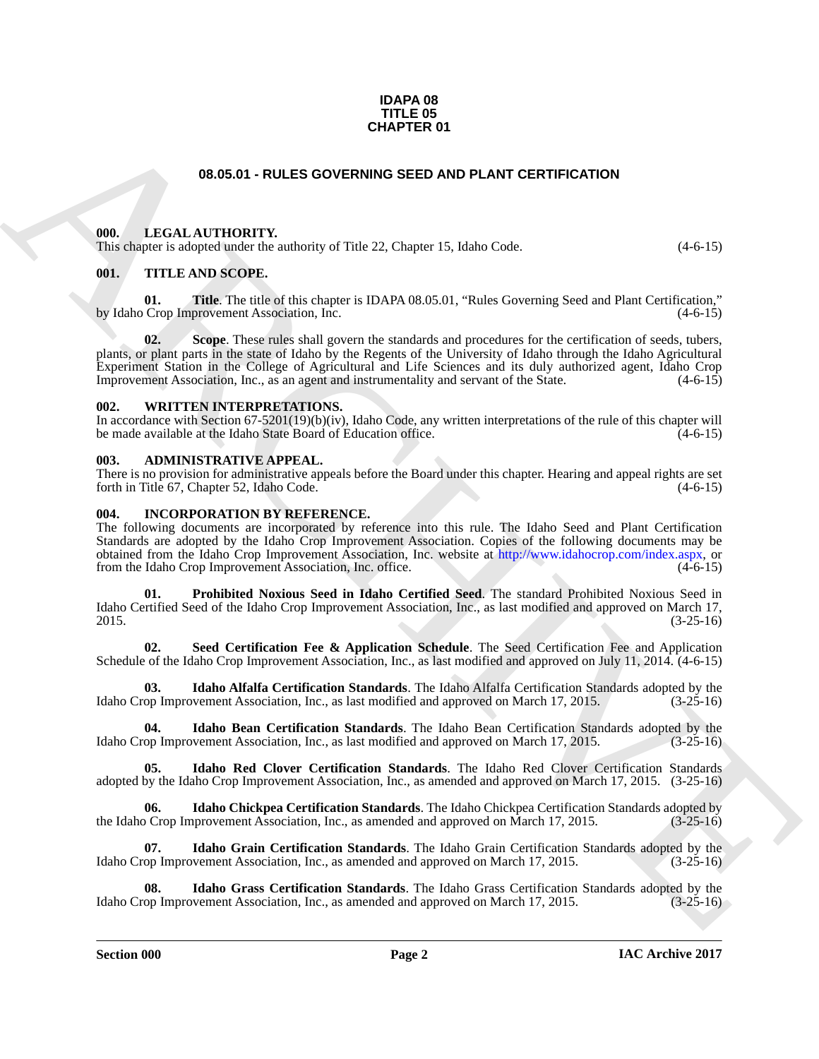**IDAPA 08**
**TITLE 05**
**CHAPTER 01**

# 08.05.01 - RULES GOVERNING SEED AND PLANT CERTIFICATION

## 000. LEGAL AUTHORITY.

This chapter is adopted under the authority of Title 22, Chapter 15, Idaho Code. (4-6-15)

## 001. TITLE AND SCOPE.

**01. Title**. The title of this chapter is IDAPA 08.05.01, "Rules Governing Seed and Plant Certification," by Idaho Crop Improvement Association, Inc. (4-6-15)

**02. Scope**. These rules shall govern the standards and procedures for the certification of seeds, tubers, plants, or plant parts in the state of Idaho by the Regents of the University of Idaho through the Idaho Agricultural Experiment Station in the College of Agricultural and Life Sciences and its duly authorized agent, Idaho Crop Improvement Association, Inc., as an agent and instrumentality and servant of the State. (4-6-15)

## 002. WRITTEN INTERPRETATIONS.

In accordance with Section 67-5201(19)(b)(iv), Idaho Code, any written interpretations of the rule of this chapter will be made available at the Idaho State Board of Education office. (4-6-15)

## 003. ADMINISTRATIVE APPEAL.

There is no provision for administrative appeals before the Board under this chapter. Hearing and appeal rights are set forth in Title 67, Chapter 52, Idaho Code. (4-6-15)

## 004. INCORPORATION BY REFERENCE.

The following documents are incorporated by reference into this rule. The Idaho Seed and Plant Certification Standards are adopted by the Idaho Crop Improvement Association, Inc. Copies of the following documents may be obtained from the Idaho Crop Improvement Association, Inc. website at http://www.idahocrop.com/index.aspx, or from the Idaho Crop Improvement Association, Inc. office. (4-6-15)

**01. Prohibited Noxious Seed in Idaho Certified Seed**. The standard Prohibited Noxious Seed in Idaho Certified Seed of the Idaho Crop Improvement Association, Inc., as last modified and approved on March 17, 2015. (3-25-16)

**02. Seed Certification Fee & Application Schedule**. The Seed Certification Fee and Application Schedule of the Idaho Crop Improvement Association, Inc., as last modified and approved on July 11, 2014. (4-6-15)

**03. Idaho Alfalfa Certification Standards**. The Idaho Alfalfa Certification Standards adopted by the Idaho Crop Improvement Association, Inc., as last modified and approved on March 17, 2015. (3-25-16)

**04. Idaho Bean Certification Standards**. The Idaho Bean Certification Standards adopted by the Idaho Crop Improvement Association, Inc., as last modified and approved on March 17, 2015. (3-25-16)

**05. Idaho Red Clover Certification Standards**. The Idaho Red Clover Certification Standards adopted by the Idaho Crop Improvement Association, Inc., as amended and approved on March 17, 2015. (3-25-16)

**06. Idaho Chickpea Certification Standards**. The Idaho Chickpea Certification Standards adopted by the Idaho Crop Improvement Association, Inc., as amended and approved on March 17, 2015. (3-25-16)

**07. Idaho Grain Certification Standards**. The Idaho Grain Certification Standards adopted by the Idaho Crop Improvement Association, Inc., as amended and approved on March 17, 2015. (3-25-16)

**08. Idaho Grass Certification Standards**. The Idaho Grass Certification Standards adopted by the Idaho Crop Improvement Association, Inc., as amended and approved on March 17, 2015. (3-25-16)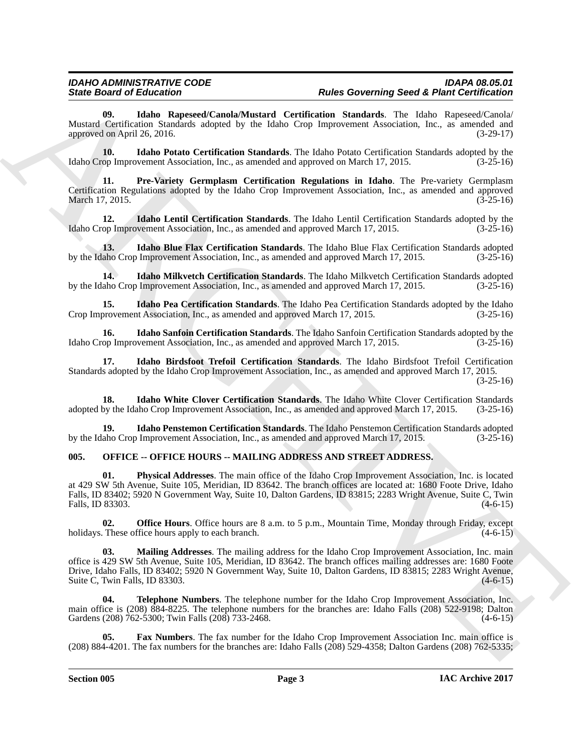**09. Idaho Rapeseed/Canola/Mustard Certification Standards**. The Idaho Rapeseed/Canola/Mustard Certification Standards adopted by the Idaho Crop Improvement Association, Inc., as amended and approved on April 26, 2016. (3-29-17)

**10. Idaho Potato Certification Standards**. The Idaho Potato Certification Standards adopted by the Idaho Crop Improvement Association, Inc., as amended and approved on March 17, 2015. (3-25-16)

**11. Pre-Variety Germplasm Certification Regulations in Idaho**. The Pre-variety Germplasm Certification Regulations adopted by the Idaho Crop Improvement Association, Inc., as amended and approved March 17, 2015. (3-25-16)

**12. Idaho Lentil Certification Standards**. The Idaho Lentil Certification Standards adopted by the Idaho Crop Improvement Association, Inc., as amended and approved March 17, 2015. (3-25-16)

**13. Idaho Blue Flax Certification Standards**. The Idaho Blue Flax Certification Standards adopted by the Idaho Crop Improvement Association, Inc., as amended and approved March 17, 2015. (3-25-16)

**14. Idaho Milkvetch Certification Standards**. The Idaho Milkvetch Certification Standards adopted by the Idaho Crop Improvement Association, Inc., as amended and approved March 17, 2015. (3-25-16)

**15. Idaho Pea Certification Standards**. The Idaho Pea Certification Standards adopted by the Idaho Crop Improvement Association, Inc., as amended and approved March 17, 2015. (3-25-16)

**16. Idaho Sanfoin Certification Standards**. The Idaho Sanfoin Certification Standards adopted by the Idaho Crop Improvement Association, Inc., as amended and approved March 17, 2015. (3-25-16)

**17. Idaho Birdsfoot Trefoil Certification Standards**. The Idaho Birdsfoot Trefoil Certification Standards adopted by the Idaho Crop Improvement Association, Inc., as amended and approved March 17, 2015. (3-25-16)

**18. Idaho White Clover Certification Standards**. The Idaho White Clover Certification Standards adopted by the Idaho Crop Improvement Association, Inc., as amended and approved March 17, 2015. (3-25-16)

**19. Idaho Penstemon Certification Standards**. The Idaho Penstemon Certification Standards adopted by the Idaho Crop Improvement Association, Inc., as amended and approved March 17, 2015. (3-25-16)

## 005. OFFICE -- OFFICE HOURS -- MAILING ADDRESS AND STREET ADDRESS.

**01. Physical Addresses**. The main office of the Idaho Crop Improvement Association, Inc. is located at 429 SW 5th Avenue, Suite 105, Meridian, ID 83642. The branch offices are located at: 1680 Foote Drive, Idaho Falls, ID 83402; 5920 N Government Way, Suite 10, Dalton Gardens, ID 83815; 2283 Wright Avenue, Suite C, Twin Falls, ID 83303. (4-6-15)

**02. Office Hours**. Office hours are 8 a.m. to 5 p.m., Mountain Time, Monday through Friday, except holidays. These office hours apply to each branch. (4-6-15)

**03. Mailing Addresses**. The mailing address for the Idaho Crop Improvement Association, Inc. main office is 429 SW 5th Avenue, Suite 105, Meridian, ID 83642. The branch offices mailing addresses are: 1680 Foote Drive, Idaho Falls, ID 83402; 5920 N Government Way, Suite 10, Dalton Gardens, ID 83815; 2283 Wright Avenue, Suite C, Twin Falls, ID 83303. (4-6-15)

**04. Telephone Numbers**. The telephone number for the Idaho Crop Improvement Association, Inc. main office is (208) 884-8225. The telephone numbers for the branches are: Idaho Falls (208) 522-9198; Dalton Gardens (208) 762-5300; Twin Falls (208) 733-2468. (4-6-15)

**05. Fax Numbers**. The fax number for the Idaho Crop Improvement Association Inc. main office is (208) 884-4201. The fax numbers for the branches are: Idaho Falls (208) 529-4358; Dalton Gardens (208) 762-5335;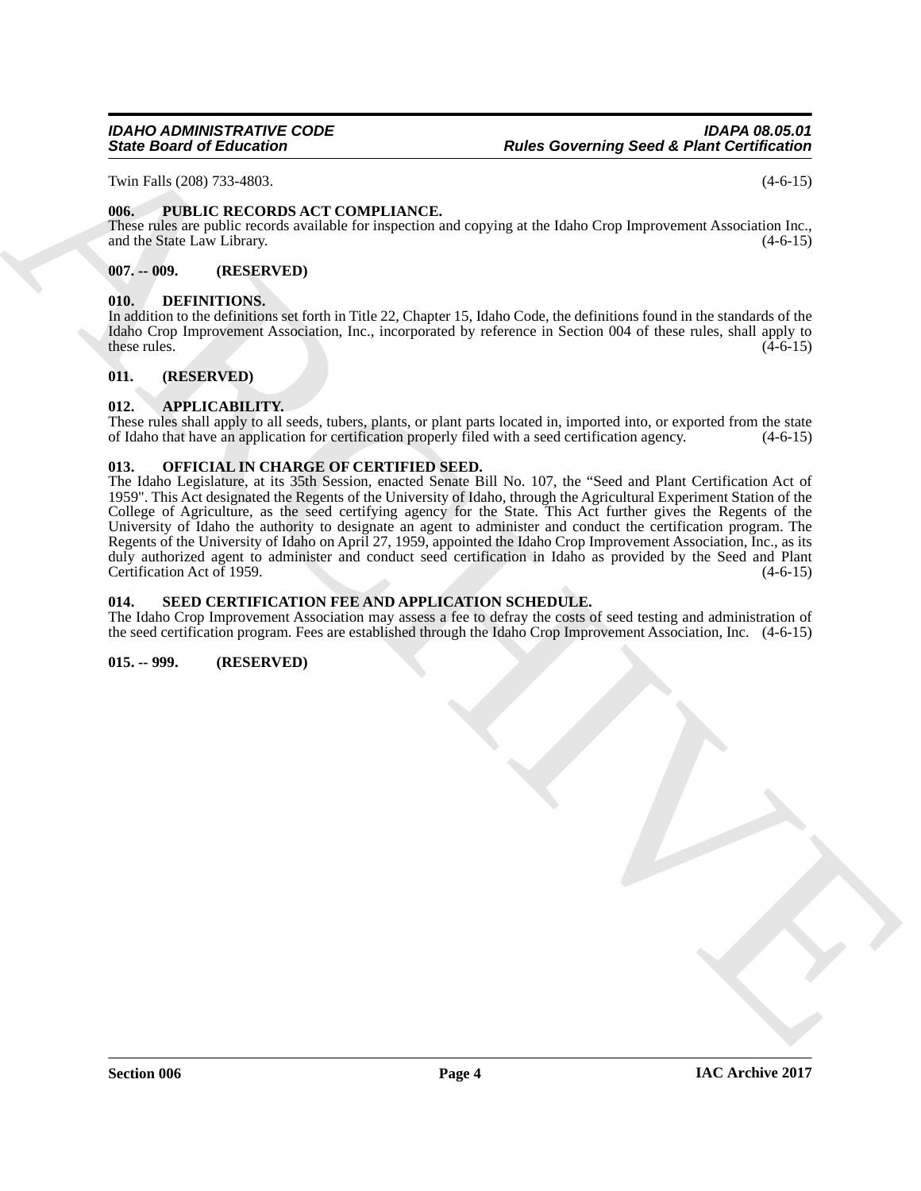Twin Falls (208) 733-4803. (4-6-15)

### 006. PUBLIC RECORDS ACT COMPLIANCE.

These rules are public records available for inspection and copying at the Idaho Crop Improvement Association Inc., and the State Law Library. (4-6-15)

### 007. -- 009. (RESERVED)

### 010. DEFINITIONS.

In addition to the definitions set forth in Title 22, Chapter 15, Idaho Code, the definitions found in the standards of the Idaho Crop Improvement Association, Inc., incorporated by reference in Section 004 of these rules, shall apply to these rules. (4-6-15)

### 011. (RESERVED)

### 012. APPLICABILITY.

These rules shall apply to all seeds, tubers, plants, or plant parts located in, imported into, or exported from the state of Idaho that have an application for certification properly filed with a seed certification agency. (4-6-15)

### 013. OFFICIAL IN CHARGE OF CERTIFIED SEED.

The Idaho Legislature, at its 35th Session, enacted Senate Bill No. 107, the "Seed and Plant Certification Act of 1959". This Act designated the Regents of the University of Idaho, through the Agricultural Experiment Station of the College of Agriculture, as the seed certifying agency for the State. This Act further gives the Regents of the University of Idaho the authority to designate an agent to administer and conduct the certification program. The Regents of the University of Idaho on April 27, 1959, appointed the Idaho Crop Improvement Association, Inc., as its duly authorized agent to administer and conduct seed certification in Idaho as provided by the Seed and Plant Certification Act of 1959. (4-6-15)

### 014. SEED CERTIFICATION FEE AND APPLICATION SCHEDULE.

The Idaho Crop Improvement Association may assess a fee to defray the costs of seed testing and administration of the seed certification program. Fees are established through the Idaho Crop Improvement Association, Inc. (4-6-15)

### 015. -- 999. (RESERVED)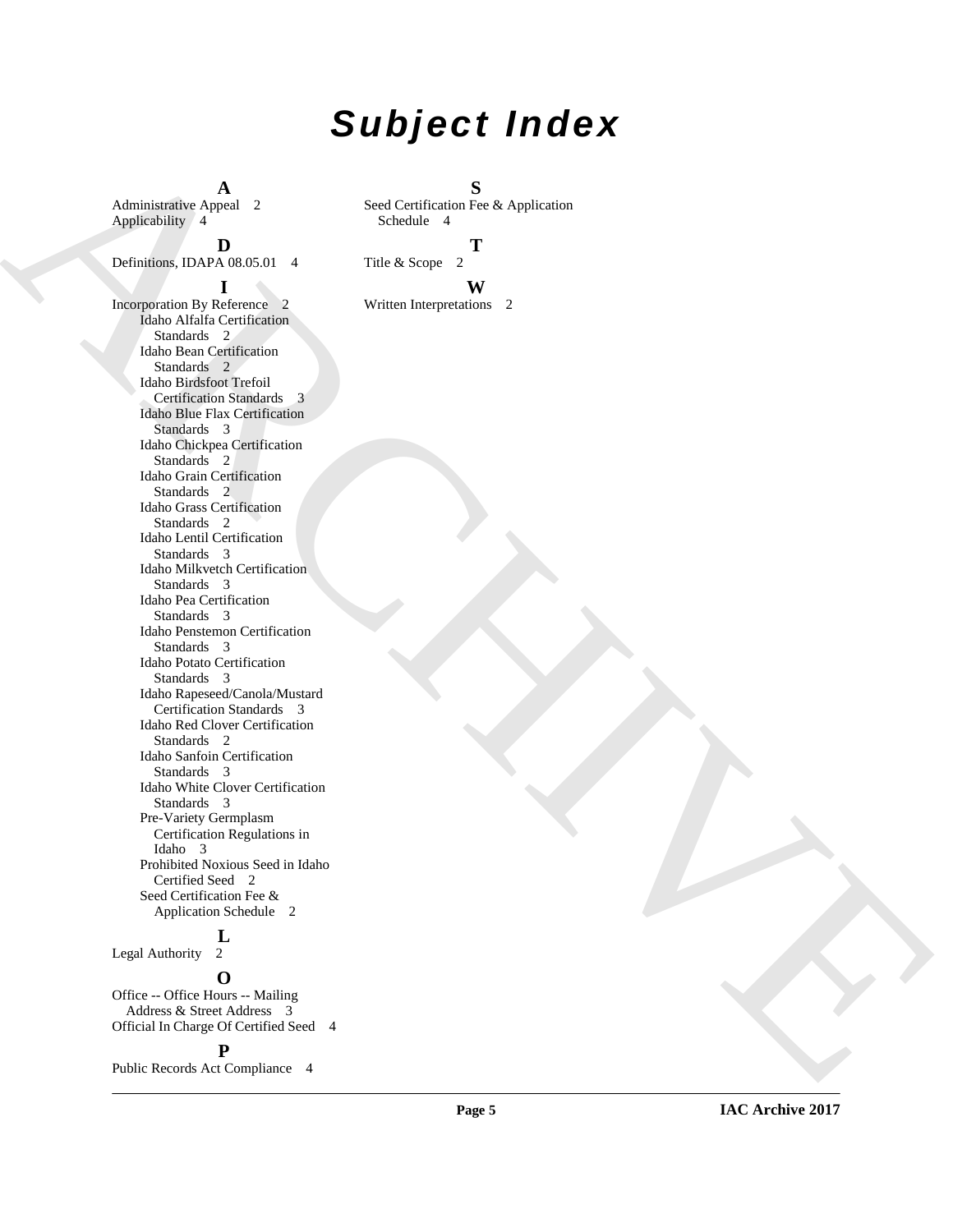# Subject Index

**A**

Administrative Appeal 2
Applicability 4

**D**

Definitions, IDAPA 08.05.01 4

**I**

Incorporation By Reference 2
- Idaho Alfalfa Certification Standards 2
- Idaho Bean Certification Standards 2
- Idaho Birdsfoot Trefoil Certification Standards 3
- Idaho Blue Flax Certification Standards 3
- Idaho Chickpea Certification Standards 2
- Idaho Grain Certification Standards 2
- Idaho Grass Certification Standards 2
- Idaho Lentil Certification Standards 3
- Idaho Milkvetch Certification Standards 3
- Idaho Pea Certification Standards 3
- Idaho Penstemon Certification Standards 3
- Idaho Potato Certification Standards 3
- Idaho Rapeseed/Canola/Mustard Certification Standards 3
- Idaho Red Clover Certification Standards 2
- Idaho Sanfoin Certification Standards 3
- Idaho White Clover Certification Standards 3
- Pre-Variety Germplasm Certification Regulations in Idaho 3
- Prohibited Noxious Seed in Idaho Certified Seed 2
- Seed Certification Fee & Application Schedule 2

**L**

Legal Authority 2

**O**

Office -- Office Hours -- Mailing Address & Street Address 3
Official In Charge Of Certified Seed 4

**P**

Public Records Act Compliance 4

**S**

Seed Certification Fee & Application Schedule 4

**T**

Title & Scope 2

**W**

Written Interpretations 2